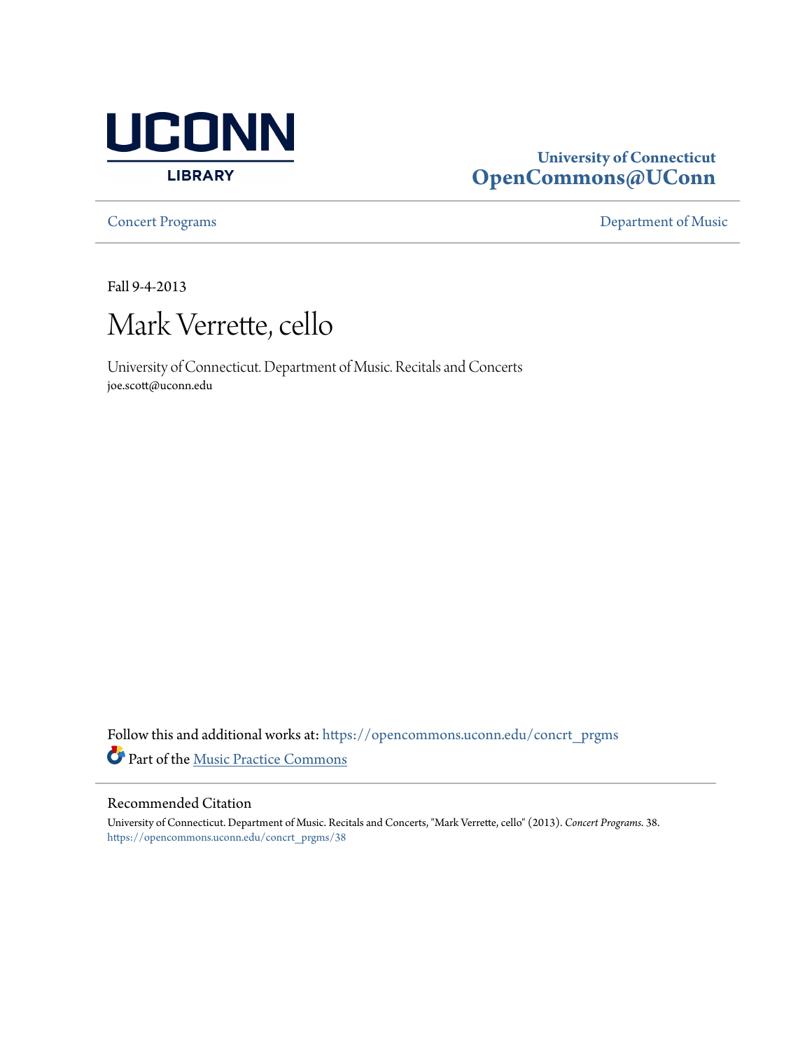University of Connecticut
**OpenCommons@UConn**

Concert Programs | Department of Music

Fall 9-4-2013

# Mark Verrette, cello

University of Connecticut. Department of Music. Recitals and Concerts
joe.scott@uconn.edu

Follow this and additional works at: https://opencommons.uconn.edu/concrt_prgms

Part of the Music Practice Commons

## Recommended Citation

University of Connecticut. Department of Music. Recitals and Concerts, "Mark Verrette, cello" (2013). *Concert Programs*. 38.
https://opencommons.uconn.edu/concrt_prgms/38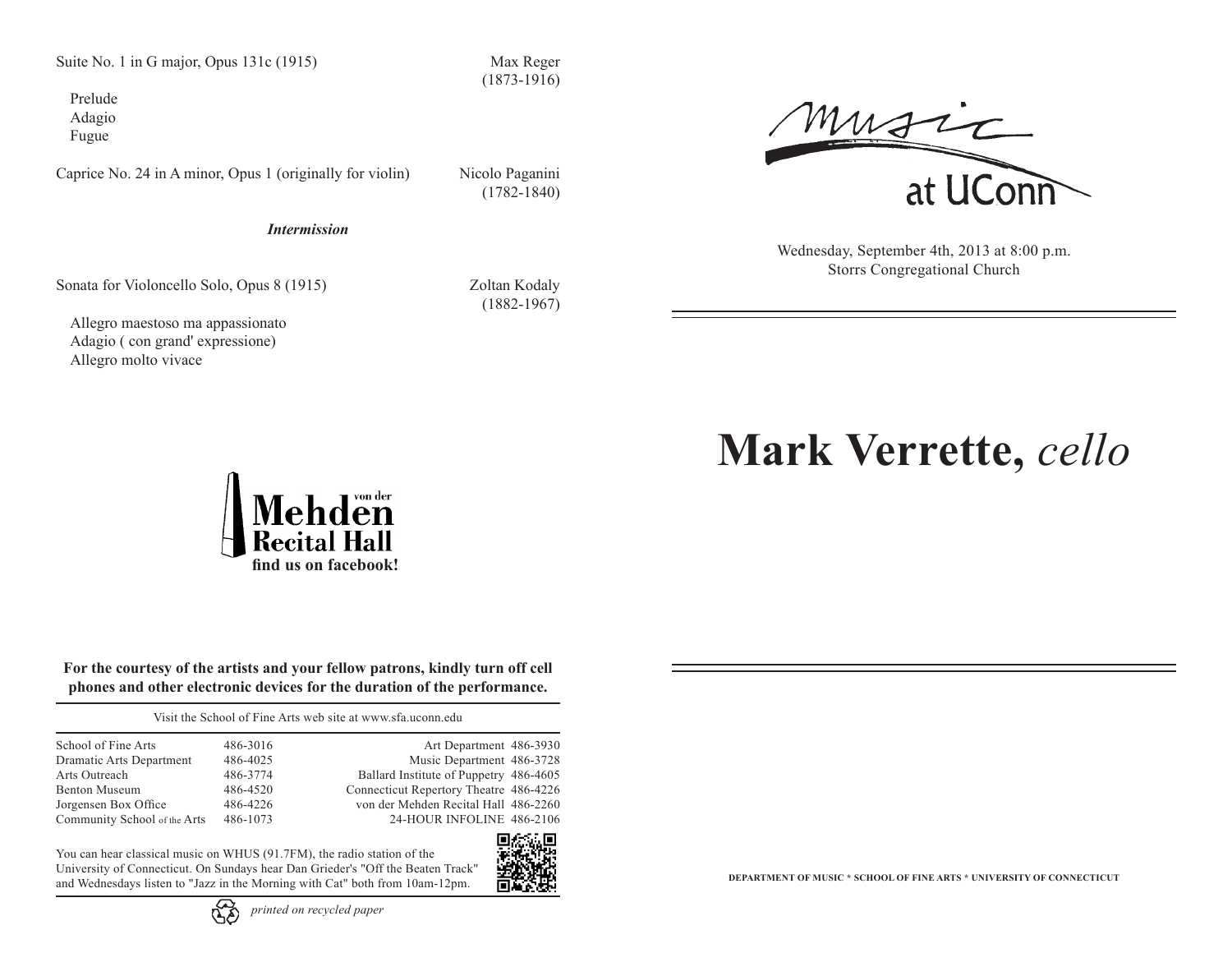Suite No. 1 in G major, Opus 131c (1915) — Max Reger (1873-1916)

Prelude
Adagio
Fugue

Caprice No. 24 in A minor, Opus 1 (originally for violin) — Nicolo Paganini (1782-1840)

***Intermission***

Sonata for Violoncello Solo, Opus 8 (1915) — Zoltan Kodaly (1882-1967)

Allegro maestoso ma appassionato
Adagio ( con grand' expressione)
Allegro molto vivace

von der Mehden Recital Hall
**find us on facebook!**

**For the courtesy of the artists and your fellow patrons, kindly turn off cell phones and other electronic devices for the duration of the performance.**

Visit the School of Fine Arts web site at www.sfa.uconn.edu

| | | | |
|---|---|---|---|
| School of Fine Arts | 486-3016 | Art Department | 486-3930 |
| Dramatic Arts Department | 486-4025 | Music Department | 486-3728 |
| Arts Outreach | 486-3774 | Ballard Institute of Puppetry | 486-4605 |
| Benton Museum | 486-4520 | Connecticut Repertory Theatre | 486-4226 |
| Jorgensen Box Office | 486-4226 | von der Mehden Recital Hall | 486-2260 |
| Community School of the Arts | 486-1073 | 24-HOUR INFOLINE | 486-2106 |

You can hear classical music on WHUS (91.7FM), the radio station of the University of Connecticut. On Sundays hear Dan Grieder's "Off the Beaten Track" and Wednesdays listen to "Jazz in the Morning with Cat" both from 10am-12pm.

*printed on recycled paper*

music at UConn

Wednesday, September 4th, 2013 at 8:00 p.m.
Storrs Congregational Church

# Mark Verrette, *cello*

**DEPARTMENT OF MUSIC * SCHOOL OF FINE ARTS * UNIVERSITY OF CONNECTICUT**